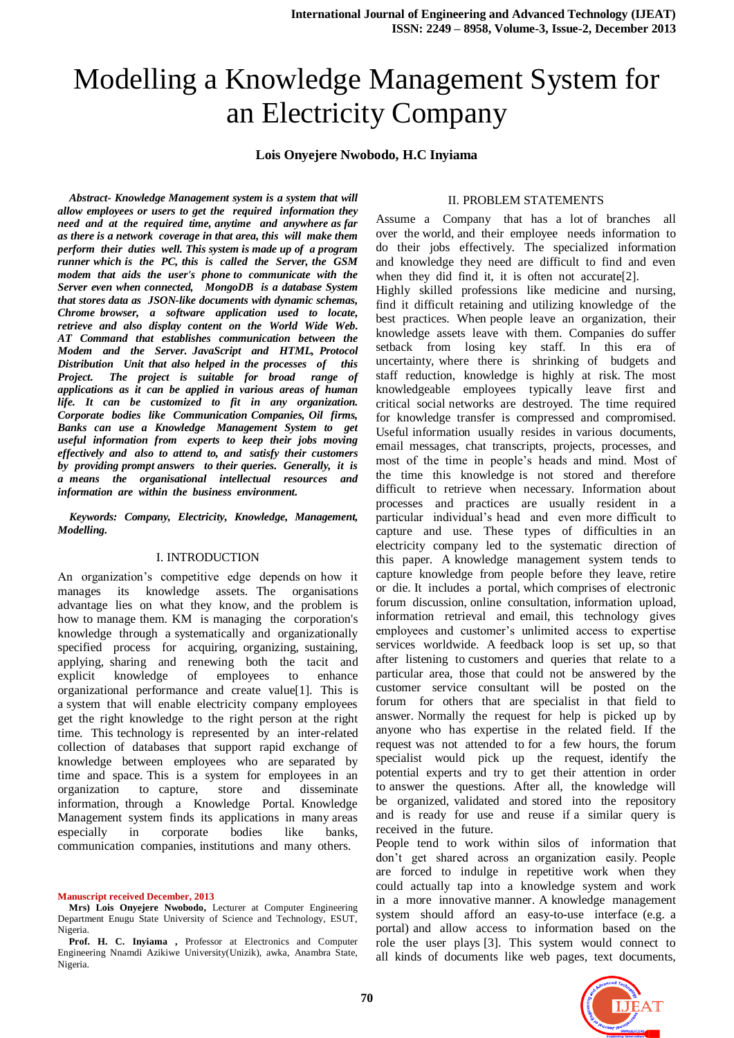# Modelling a Knowledge Management System for an Electricity Company

**Lois Onyejere Nwobodo, H.C Inyiama**

***Abstract- Knowledge Management system is a system that will allow employees or users to get the required information they need and at the required time, anytime and anywhere as far as there is a network coverage in that area, this will make them perform their duties well. This system is made up of a program runner which is the PC, this is called the Server, the GSM modem that aids the user's phone to communicate with the Server even when connected, MongoDB is a database System that stores data as JSON-like documents with dynamic schemas, Chrome browser, a software application used to locate, retrieve and also display content on the World Wide Web. AT Command that establishes communication between the Modem and the Server. JavaScript and HTML, Protocol Distribution Unit that also helped in the processes of this Project. The project is suitable for broad range of applications as it can be applied in various areas of human life. It can be customized to fit in any organization. Corporate bodies like Communication Companies, Oil firms, Banks can use a Knowledge Management System to get useful information from experts to keep their jobs moving effectively and also to attend to, and satisfy their customers by providing prompt answers to their queries. Generally, it is a means the organisational intellectual resources and information are within the business environment.***

***Keywords: Company, Electricity, Knowledge, Management, Modelling.***

## I. INTRODUCTION

An organization's competitive edge depends on how it manages its knowledge assets. The organisations advantage lies on what they know, and the problem is how to manage them. KM is managing the corporation's knowledge through a systematically and organizationally specified process for acquiring, organizing, sustaining, applying, sharing and renewing both the tacit and explicit knowledge of employees to enhance organizational performance and create value[1]. This is a system that will enable electricity company employees get the right knowledge to the right person at the right time. This technology is represented by an inter-related collection of databases that support rapid exchange of knowledge between employees who are separated by time and space. This is a system for employees in an organization to capture, store and disseminate information, through a Knowledge Portal. Knowledge Management system finds its applications in many areas especially in corporate bodies like banks, communication companies, institutions and many others.

## II. PROBLEM STATEMENTS

Assume a Company that has a lot of branches all over the world, and their employee needs information to do their jobs effectively. The specialized information and knowledge they need are difficult to find and even when they did find it, it is often not accurate[2].

Highly skilled professions like medicine and nursing, find it difficult retaining and utilizing knowledge of the best practices. When people leave an organization, their knowledge assets leave with them. Companies do suffer setback from losing key staff. In this era of uncertainty, where there is shrinking of budgets and staff reduction, knowledge is highly at risk. The most knowledgeable employees typically leave first and critical social networks are destroyed. The time required for knowledge transfer is compressed and compromised. Useful information usually resides in various documents, email messages, chat transcripts, projects, processes, and most of the time in people's heads and mind. Most of the time this knowledge is not stored and therefore difficult to retrieve when necessary. Information about processes and practices are usually resident in a particular individual's head and even more difficult to capture and use. These types of difficulties in an electricity company led to the systematic direction of this paper. A knowledge management system tends to capture knowledge from people before they leave, retire or die. It includes a portal, which comprises of electronic forum discussion, online consultation, information upload, information retrieval and email, this technology gives employees and customer's unlimited access to expertise services worldwide. A feedback loop is set up, so that after listening to customers and queries that relate to a particular area, those that could not be answered by the customer service consultant will be posted on the forum for others that are specialist in that field to answer. Normally the request for help is picked up by anyone who has expertise in the related field. If the request was not attended to for a few hours, the forum specialist would pick up the request, identify the potential experts and try to get their attention in order to answer the questions. After all, the knowledge will be organized, validated and stored into the repository and is ready for use and reuse if a similar query is received in the future.

People tend to work within silos of information that don't get shared across an organization easily. People are forced to indulge in repetitive work when they could actually tap into a knowledge system and work in a more innovative manner. A knowledge management system should afford an easy-to-use interface (e.g. a portal) and allow access to information based on the role the user plays [3]. This system would connect to all kinds of documents like web pages, text documents,

---

**Manuscript received December, 2013**

**Mrs) Lois Onyejere Nwobodo,** Lecturer at Computer Engineering Department Enugu State University of Science and Technology, ESUT, Nigeria.

**Prof. H. C. Inyiama ,** Professor at Electronics and Computer Engineering Nnamdi Azikiwe University(Unizik), awka, Anambra State, Nigeria.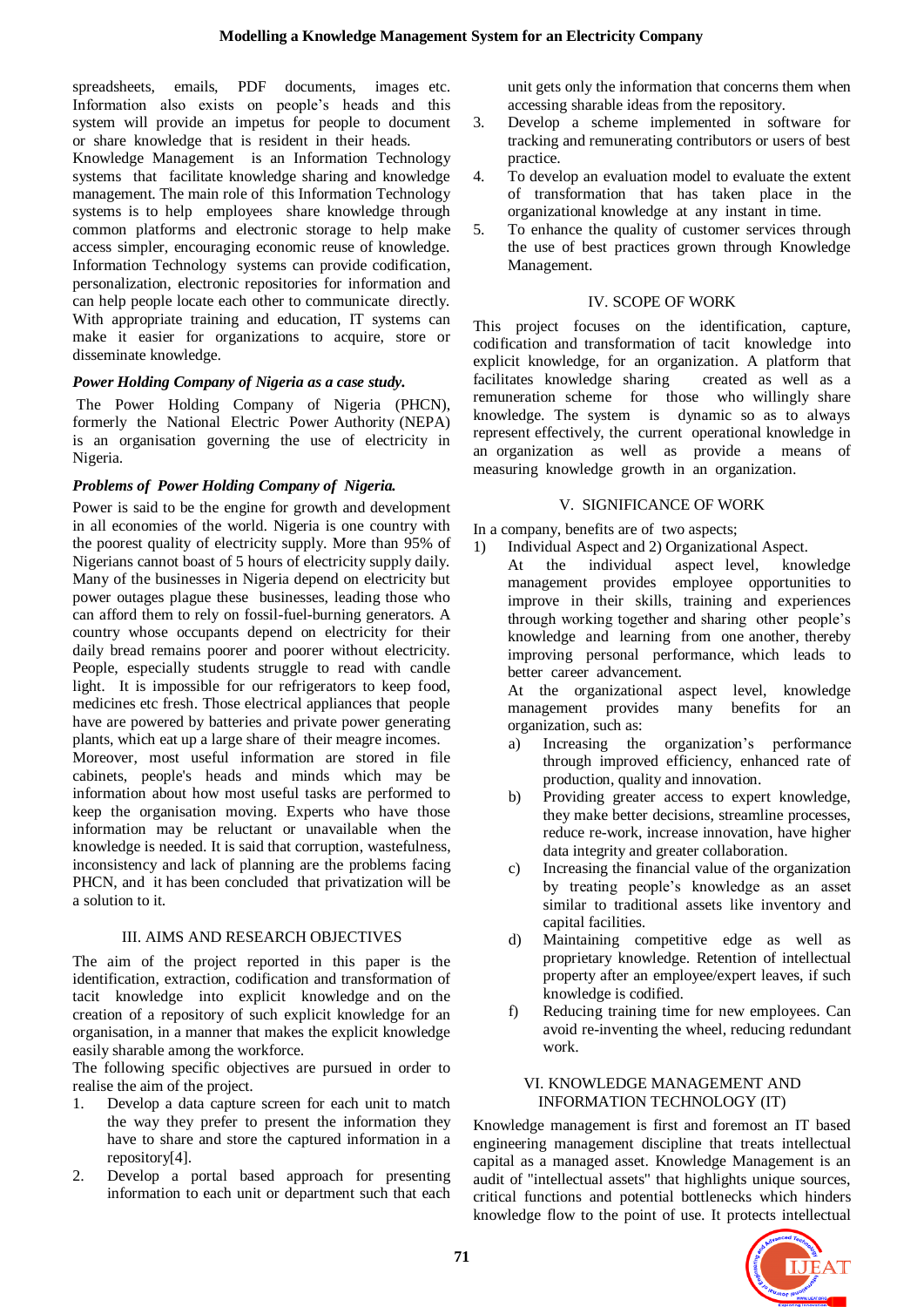spreadsheets, emails, PDF documents, images etc. Information also exists on people's heads and this system will provide an impetus for people to document or share knowledge that is resident in their heads.

Knowledge Management is an Information Technology systems that facilitate knowledge sharing and knowledge management. The main role of this Information Technology systems is to help employees share knowledge through common platforms and electronic storage to help make access simpler, encouraging economic reuse of knowledge. Information Technology systems can provide codification, personalization, electronic repositories for information and can help people locate each other to communicate directly. With appropriate training and education, IT systems can make it easier for organizations to acquire, store or disseminate knowledge.

### *Power Holding Company of Nigeria as a case study.*

The Power Holding Company of Nigeria (PHCN), formerly the National Electric Power Authority (NEPA) is an organisation governing the use of electricity in Nigeria.

### *Problems of Power Holding Company of Nigeria.*

Power is said to be the engine for growth and development in all economies of the world. Nigeria is one country with the poorest quality of electricity supply. More than 95% of Nigerians cannot boast of 5 hours of electricity supply daily. Many of the businesses in Nigeria depend on electricity but power outages plague these businesses, leading those who can afford them to rely on fossil-fuel-burning generators. A country whose occupants depend on electricity for their daily bread remains poorer and poorer without electricity. People, especially students struggle to read with candle light. It is impossible for our refrigerators to keep food, medicines etc fresh. Those electrical appliances that people have are powered by batteries and private power generating plants, which eat up a large share of their meagre incomes.

Moreover, most useful information are stored in file cabinets, people's heads and minds which may be information about how most useful tasks are performed to keep the organisation moving. Experts who have those information may be reluctant or unavailable when the knowledge is needed. It is said that corruption, wastefulness, inconsistency and lack of planning are the problems facing PHCN, and it has been concluded that privatization will be a solution to it.

## III. AIMS AND RESEARCH OBJECTIVES

The aim of the project reported in this paper is the identification, extraction, codification and transformation of tacit knowledge into explicit knowledge and on the creation of a repository of such explicit knowledge for an organisation, in a manner that makes the explicit knowledge easily sharable among the workforce.

The following specific objectives are pursued in order to realise the aim of the project.

1. Develop a data capture screen for each unit to match the way they prefer to present the information they have to share and store the captured information in a repository[4].
2. Develop a portal based approach for presenting information to each unit or department such that each unit gets only the information that concerns them when accessing sharable ideas from the repository.
3. Develop a scheme implemented in software for tracking and remunerating contributors or users of best practice.
4. To develop an evaluation model to evaluate the extent of transformation that has taken place in the organizational knowledge at any instant in time.
5. To enhance the quality of customer services through the use of best practices grown through Knowledge Management.

## IV. SCOPE OF WORK

This project focuses on the identification, capture, codification and transformation of tacit knowledge into explicit knowledge, for an organization. A platform that facilitates knowledge sharing created as well as a remuneration scheme for those who willingly share knowledge. The system is dynamic so as to always represent effectively, the current operational knowledge in an organization as well as provide a means of measuring knowledge growth in an organization.

## V. SIGNIFICANCE OF WORK

In a company, benefits are of two aspects;

1) Individual Aspect and 2) Organizational Aspect.

At the individual aspect level, knowledge management provides employee opportunities to improve in their skills, training and experiences through working together and sharing other people's knowledge and learning from one another, thereby improving personal performance, which leads to better career advancement.

At the organizational aspect level, knowledge management provides many benefits for an organization, such as:

a) Increasing the organization's performance through improved efficiency, enhanced rate of production, quality and innovation.
b) Providing greater access to expert knowledge, they make better decisions, streamline processes, reduce re-work, increase innovation, have higher data integrity and greater collaboration.
c) Increasing the financial value of the organization by treating people's knowledge as an asset similar to traditional assets like inventory and capital facilities.
d) Maintaining competitive edge as well as proprietary knowledge. Retention of intellectual property after an employee/expert leaves, if such knowledge is codified.
f) Reducing training time for new employees. Can avoid re-inventing the wheel, reducing redundant work.

## VI. KNOWLEDGE MANAGEMENT AND INFORMATION TECHNOLOGY (IT)

Knowledge management is first and foremost an IT based engineering management discipline that treats intellectual capital as a managed asset. Knowledge Management is an audit of "intellectual assets" that highlights unique sources, critical functions and potential bottlenecks which hinders knowledge flow to the point of use. It protects intellectual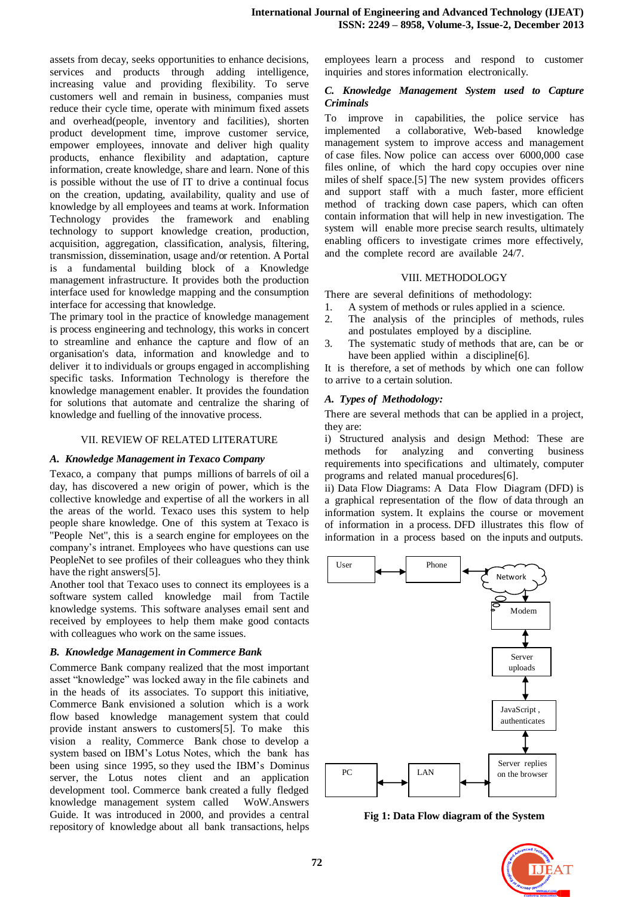assets from decay, seeks opportunities to enhance decisions, services and products through adding intelligence, increasing value and providing flexibility. To serve customers well and remain in business, companies must reduce their cycle time, operate with minimum fixed assets and overhead(people, inventory and facilities), shorten product development time, improve customer service, empower employees, innovate and deliver high quality products, enhance flexibility and adaptation, capture information, create knowledge, share and learn. None of this is possible without the use of IT to drive a continual focus on the creation, updating, availability, quality and use of knowledge by all employees and teams at work. Information Technology provides the framework and enabling technology to support knowledge creation, production, acquisition, aggregation, classification, analysis, filtering, transmission, dissemination, usage and/or retention. A Portal is a fundamental building block of a Knowledge management infrastructure. It provides both the production interface used for knowledge mapping and the consumption interface for accessing that knowledge.

The primary tool in the practice of knowledge management is process engineering and technology, this works in concert to streamline and enhance the capture and flow of an organisation's data, information and knowledge and to deliver it to individuals or groups engaged in accomplishing specific tasks. Information Technology is therefore the knowledge management enabler. It provides the foundation for solutions that automate and centralize the sharing of knowledge and fuelling of the innovative process.

## VII. REVIEW OF RELATED LITERATURE

### A. Knowledge Management in Texaco Company

Texaco, a company that pumps millions of barrels of oil a day, has discovered a new origin of power, which is the collective knowledge and expertise of all the workers in all the areas of the world. Texaco uses this system to help people share knowledge. One of this system at Texaco is "People Net", this is a search engine for employees on the company's intranet. Employees who have questions can use PeopleNet to see profiles of their colleagues who they think have the right answers[5].

Another tool that Texaco uses to connect its employees is a software system called knowledge mail from Tactile knowledge systems. This software analyses email sent and received by employees to help them make good contacts with colleagues who work on the same issues.

### B. Knowledge Management in Commerce Bank

Commerce Bank company realized that the most important asset "knowledge" was locked away in the file cabinets and in the heads of its associates. To support this initiative, Commerce Bank envisioned a solution which is a work flow based knowledge management system that could provide instant answers to customers[5]. To make this vision a reality, Commerce Bank chose to develop a system based on IBM's Lotus Notes, which the bank has been using since 1995, so they used the IBM's Dominus server, the Lotus notes client and an application development tool. Commerce bank created a fully fledged knowledge management system called WoW.Answers Guide. It was introduced in 2000, and provides a central repository of knowledge about all bank transactions, helps employees learn a process and respond to customer inquiries and stores information electronically.

### C. Knowledge Management System used to Capture Criminals

To improve in capabilities, the police service has implemented a collaborative, Web-based knowledge management system to improve access and management of case files. Now police can access over 6000,000 case files online, of which the hard copy occupies over nine miles of shelf space.[5] The new system provides officers and support staff with a much faster, more efficient method of tracking down case papers, which can often contain information that will help in new investigation. The system will enable more precise search results, ultimately enabling officers to investigate crimes more effectively, and the complete record are available 24/7.

## VIII. METHODOLOGY

There are several definitions of methodology:

1. A system of methods or rules applied in a science.
2. The analysis of the principles of methods, rules and postulates employed by a discipline.
3. The systematic study of methods that are, can be or have been applied within a discipline[6].

It is therefore, a set of methods by which one can follow to arrive to a certain solution.

### A. Types of Methodology:

There are several methods that can be applied in a project, they are:

i) Structured analysis and design Method: These are methods for analyzing and converting business requirements into specifications and ultimately, computer programs and related manual procedures[6].

ii) Data Flow Diagrams: A Data Flow Diagram (DFD) is a graphical representation of the flow of data through an information system. It explains the course or movement of information in a process. DFD illustrates this flow of information in a process based on the inputs and outputs.

**Fig 1: Data Flow diagram of the System**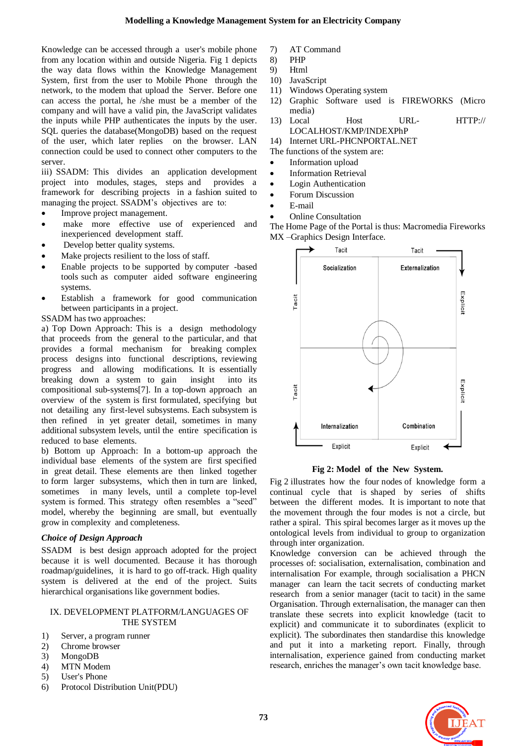Knowledge can be accessed through a user's mobile phone from any location within and outside Nigeria. Fig 1 depicts the way data flows within the Knowledge Management System, first from the user to Mobile Phone through the network, to the modem that upload the Server. Before one can access the portal, he /she must be a member of the company and will have a valid pin, the JavaScript validates the inputs while PHP authenticates the inputs by the user. SQL queries the database(MongoDB) based on the request of the user, which later replies on the browser. LAN connection could be used to connect other computers to the server.

iii) SSADM: This divides an application development project into modules, stages, steps and provides a framework for describing projects in a fashion suited to managing the project. SSADM's objectives are to:

- Improve project management.
- make more effective use of experienced and inexperienced development staff.
- Develop better quality systems.
- Make projects resilient to the loss of staff.
- Enable projects to be supported by computer -based tools such as computer aided software engineering systems.
- Establish a framework for good communication between participants in a project.

SSADM has two approaches:

a) Top Down Approach: This is a design methodology that proceeds from the general to the particular, and that provides a formal mechanism for breaking complex process designs into functional descriptions, reviewing progress and allowing modifications. It is essentially breaking down a system to gain insight into its compositional sub-systems[7]. In a top-down approach an overview of the system is first formulated, specifying but not detailing any first-level subsystems. Each subsystem is then refined in yet greater detail, sometimes in many additional subsystem levels, until the entire specification is reduced to base elements.

b) Bottom up Approach: In a bottom-up approach the individual base elements of the system are first specified in great detail. These elements are then linked together to form larger subsystems, which then in turn are linked, sometimes in many levels, until a complete top-level system is formed. This strategy often resembles a "seed" model, whereby the beginning are small, but eventually grow in complexity and completeness.

### *Choice of Design Approach*

SSADM is best design approach adopted for the project because it is well documented. Because it has thorough roadmap/guidelines, it is hard to go off-track. High quality system is delivered at the end of the project. Suits hierarchical organisations like government bodies.

## IX. DEVELOPMENT PLATFORM/LANGUAGES OF THE SYSTEM

1) Server, a program runner
2) Chrome browser
3) MongoDB
4) MTN Modem
5) User's Phone
6) Protocol Distribution Unit(PDU)
7) AT Command
8) PHP
9) Html
10) JavaScript
11) Windows Operating system
12) Graphic Software used is FIREWORKS (Micro media)
13) Local Host URL- HTTP:// LOCALHOST/KMP/INDEXPhP
14) Internet URL-PHCNPORTAL.NET

The functions of the system are:

- Information upload
- Information Retrieval
- Login Authentication
- Forum Discussion
- E-mail
- Online Consultation

The Home Page of the Portal is thus: Macromedia Fireworks MX –Graphics Design Interface.

**Fig 2: Model of the New System.**

Fig 2 illustrates how the four nodes of knowledge form a continual cycle that is shaped by series of shifts between the different modes. It is important to note that the movement through the four modes is not a circle, but rather a spiral. This spiral becomes larger as it moves up the ontological levels from individual to group to organization through inter organization.

Knowledge conversion can be achieved through the processes of: socialisation, externalisation, combination and internalisation For example, through socialisation a PHCN manager can learn the tacit secrets of conducting market research from a senior manager (tacit to tacit) in the same Organisation. Through externalisation, the manager can then translate these secrets into explicit knowledge (tacit to explicit) and communicate it to subordinates (explicit to explicit). The subordinates then standardise this knowledge and put it into a marketing report. Finally, through internalisation, experience gained from conducting market research, enriches the manager's own tacit knowledge base.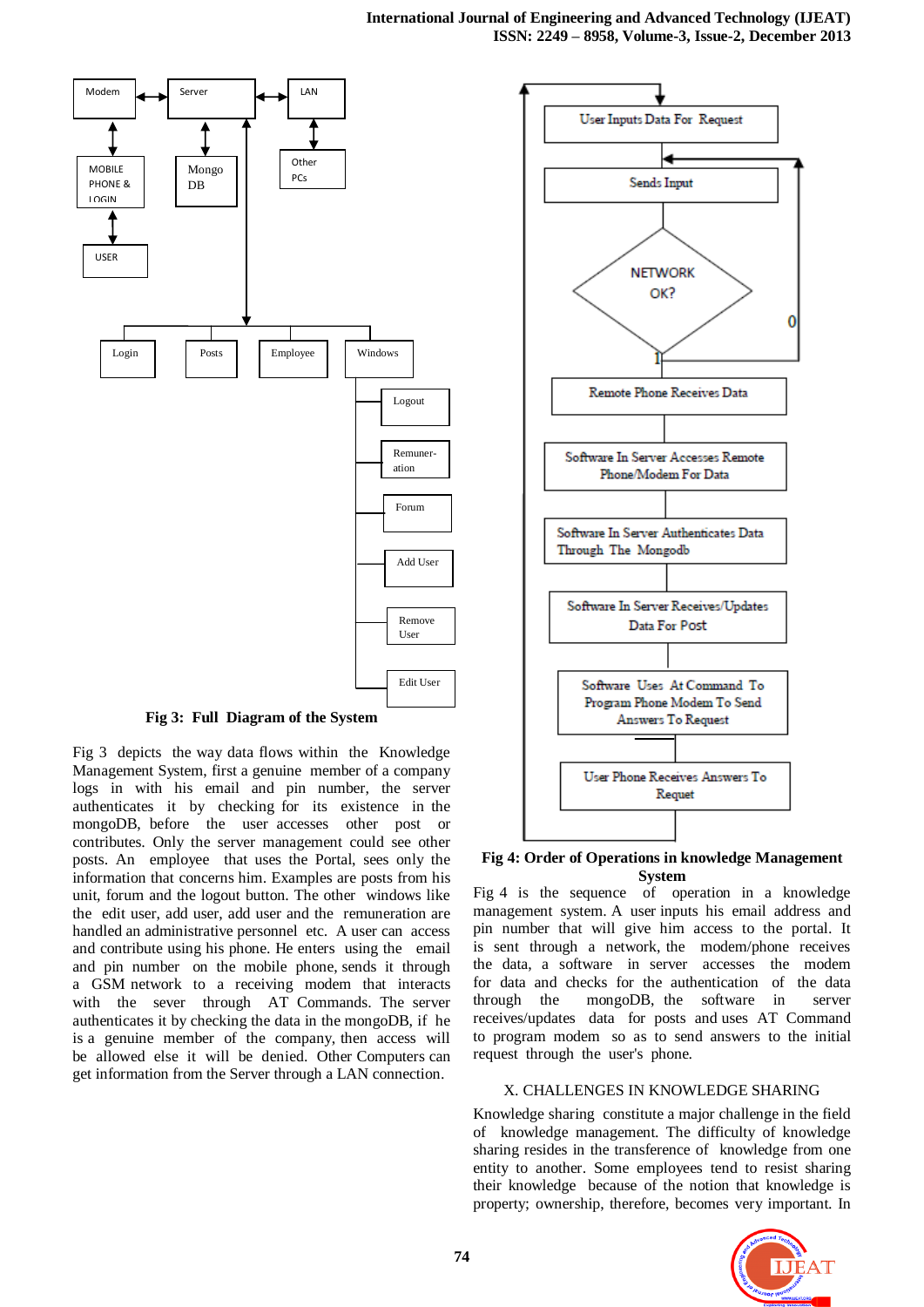Fig 3: Full Diagram of the System

Fig 3 depicts the way data flows within the Knowledge Management System, first a genuine member of a company logs in with his email and pin number, the server authenticates it by checking for its existence in the mongoDB, before the user accesses other post or contributes. Only the server management could see other posts. An employee that uses the Portal, sees only the information that concerns him. Examples are posts from his unit, forum and the logout button. The other windows like the edit user, add user, add user and the remuneration are handled an administrative personnel etc. A user can access and contribute using his phone. He enters using the email and pin number on the mobile phone, sends it through a GSM network to a receiving modem that interacts with the sever through AT Commands. The server authenticates it by checking the data in the mongoDB, if he is a genuine member of the company, then access will be allowed else it will be denied. Other Computers can get information from the Server through a LAN connection.

Fig 4: Order of Operations in knowledge Management System

Fig 4 is the sequence of operation in a knowledge management system. A user inputs his email address and pin number that will give him access to the portal. It is sent through a network, the modem/phone receives the data, a software in server accesses the modem for data and checks for the authentication of the data through the mongoDB, the software in server receives/updates data for posts and uses AT Command to program modem so as to send answers to the initial request through the user's phone.

## X. CHALLENGES IN KNOWLEDGE SHARING

Knowledge sharing constitute a major challenge in the field of knowledge management. The difficulty of knowledge sharing resides in the transference of knowledge from one entity to another. Some employees tend to resist sharing their knowledge because of the notion that knowledge is property; ownership, therefore, becomes very important. In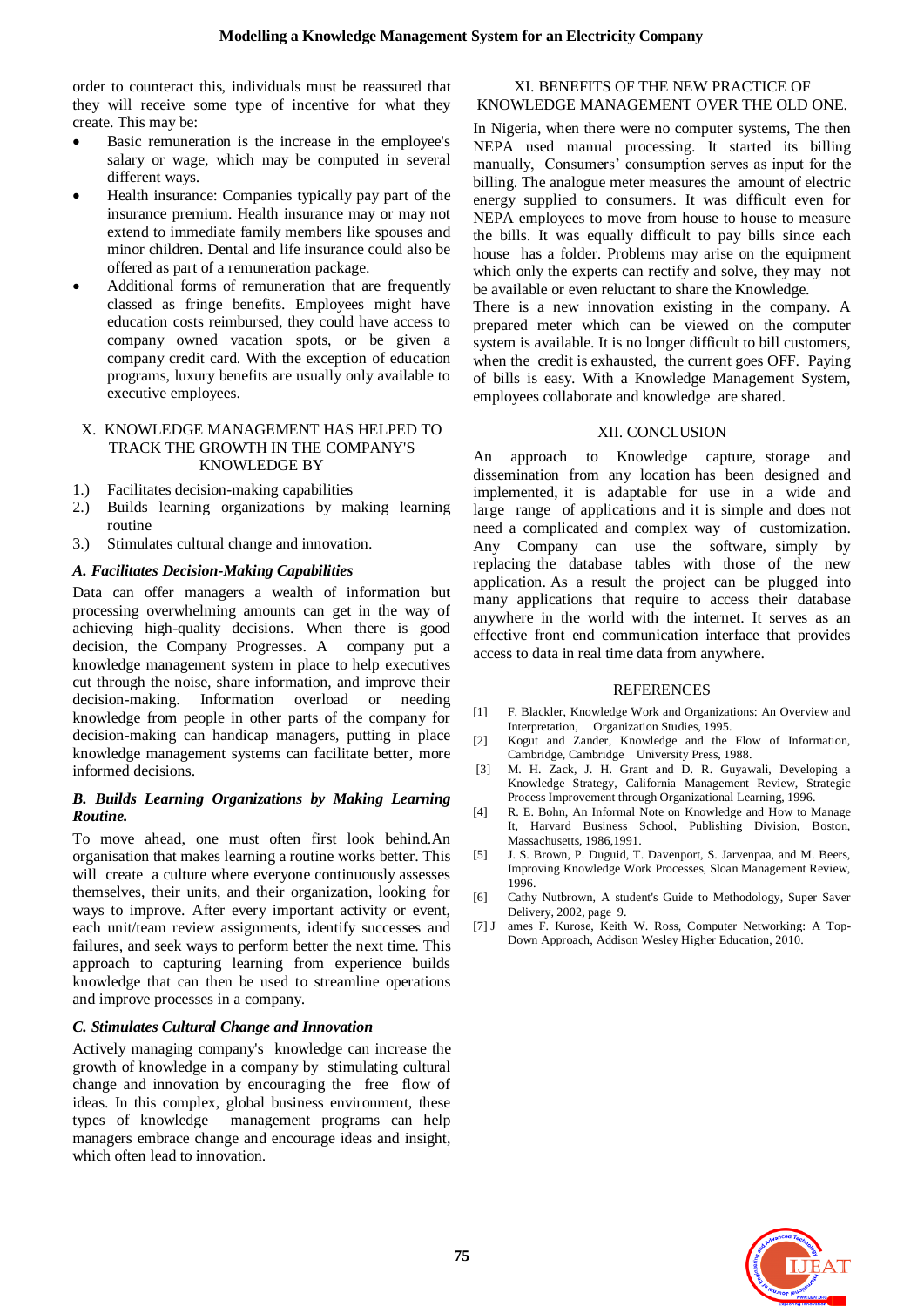order to counteract this, individuals must be reassured that they will receive some type of incentive for what they create. This may be:

- Basic remuneration is the increase in the employee's salary or wage, which may be computed in several different ways.
- Health insurance: Companies typically pay part of the insurance premium. Health insurance may or may not extend to immediate family members like spouses and minor children. Dental and life insurance could also be offered as part of a remuneration package.
- Additional forms of remuneration that are frequently classed as fringe benefits. Employees might have education costs reimbursed, they could have access to company owned vacation spots, or be given a company credit card. With the exception of education programs, luxury benefits are usually only available to executive employees.

## X. KNOWLEDGE MANAGEMENT HAS HELPED TO TRACK THE GROWTH IN THE COMPANY'S KNOWLEDGE BY

1.) Facilitates decision-making capabilities
2.) Builds learning organizations by making learning routine
3.) Stimulates cultural change and innovation.

### *A. Facilitates Decision-Making Capabilities*

Data can offer managers a wealth of information but processing overwhelming amounts can get in the way of achieving high-quality decisions. When there is good decision, the Company Progresses. A company put a knowledge management system in place to help executives cut through the noise, share information, and improve their decision-making. Information overload or needing knowledge from people in other parts of the company for decision-making can handicap managers, putting in place knowledge management systems can facilitate better, more informed decisions.

### *B. Builds Learning Organizations by Making Learning Routine.*

To move ahead, one must often first look behind.An organisation that makes learning a routine works better. This will create a culture where everyone continuously assesses themselves, their units, and their organization, looking for ways to improve. After every important activity or event, each unit/team review assignments, identify successes and failures, and seek ways to perform better the next time. This approach to capturing learning from experience builds knowledge that can then be used to streamline operations and improve processes in a company.

### *C. Stimulates Cultural Change and Innovation*

Actively managing company's knowledge can increase the growth of knowledge in a company by stimulating cultural change and innovation by encouraging the free flow of ideas. In this complex, global business environment, these types of knowledge management programs can help managers embrace change and encourage ideas and insight, which often lead to innovation.

## XI. BENEFITS OF THE NEW PRACTICE OF KNOWLEDGE MANAGEMENT OVER THE OLD ONE.

In Nigeria, when there were no computer systems, The then NEPA used manual processing. It started its billing manually, Consumers' consumption serves as input for the billing. The analogue meter measures the amount of electric energy supplied to consumers. It was difficult even for NEPA employees to move from house to house to measure the bills. It was equally difficult to pay bills since each house has a folder. Problems may arise on the equipment which only the experts can rectify and solve, they may not be available or even reluctant to share the Knowledge.

There is a new innovation existing in the company. A prepared meter which can be viewed on the computer system is available. It is no longer difficult to bill customers, when the credit is exhausted, the current goes OFF. Paying of bills is easy. With a Knowledge Management System, employees collaborate and knowledge are shared.

## XII. CONCLUSION

An approach to Knowledge capture, storage and dissemination from any location has been designed and implemented, it is adaptable for use in a wide and large range of applications and it is simple and does not need a complicated and complex way of customization. Any Company can use the software, simply by replacing the database tables with those of the new application. As a result the project can be plugged into many applications that require to access their database anywhere in the world with the internet. It serves as an effective front end communication interface that provides access to data in real time data from anywhere.

## REFERENCES

[1] F. Blackler, Knowledge Work and Organizations: An Overview and Interpretation, Organization Studies, 1995.

[2] Kogut and Zander, Knowledge and the Flow of Information, Cambridge, Cambridge University Press, 1988.

[3] M. H. Zack, J. H. Grant and D. R. Guyawali, Developing a Knowledge Strategy, California Management Review, Strategic Process Improvement through Organizational Learning, 1996.

[4] R. E. Bohn, An Informal Note on Knowledge and How to Manage It, Harvard Business School, Publishing Division, Boston, Massachusetts, 1986,1991.

[5] J. S. Brown, P. Duguid, T. Davenport, S. Jarvenpaa, and M. Beers, Improving Knowledge Work Processes, Sloan Management Review, 1996.

[6] Cathy Nutbrown, A student's Guide to Methodology, Super Saver Delivery, 2002, page 9.

[7] James F. Kurose, Keith W. Ross, Computer Networking: A Top-Down Approach, Addison Wesley Higher Education, 2010.